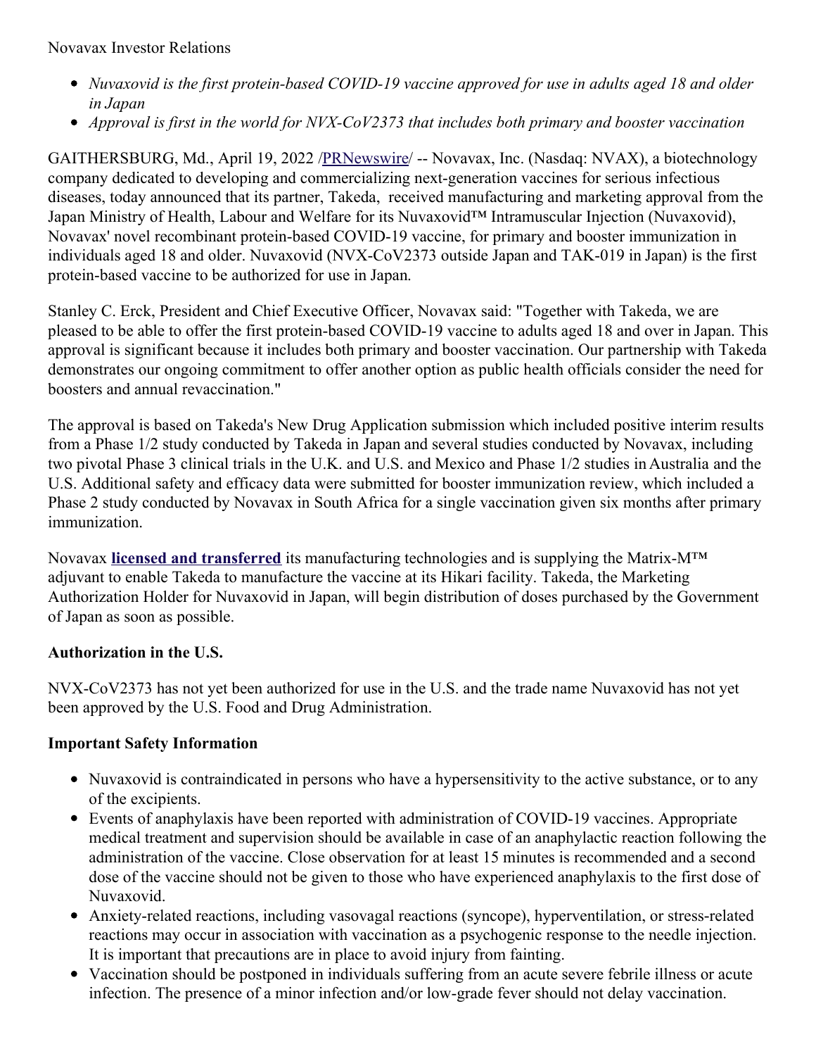Novavax Investor Relations

- *Nuvaxovid is the first protein-based COVID-19 vaccine approved for use in adults aged 18 and older in Japan*
- *Approval is first in the world for NVX-CoV2373 that includes both primary and booster vaccination*

GAITHERSBURG, Md., April 19, 2022 /PRNewswire/ -- Novavax, Inc. (Nasdaq: NVAX), a biotechnology company dedicated to developing and commercializing next-generation vaccines for serious infectious diseases, today announced that its partner, Takeda, received manufacturing and marketing approval from the Japan Ministry of Health, Labour and Welfare for its Nuvaxovid™ Intramuscular Injection (Nuvaxovid), Novavax' novel recombinant protein-based COVID-19 vaccine, for primary and booster immunization in individuals aged 18 and older. Nuvaxovid (NVX-CoV2373 outside Japan and TAK-019 in Japan) is the first protein-based vaccine to be authorized for use in Japan.

Stanley C. Erck, President and Chief Executive Officer, Novavax said: "Together with Takeda, we are pleased to be able to offer the first protein-based COVID-19 vaccine to adults aged 18 and over in Japan. This approval is significant because it includes both primary and booster vaccination. Our partnership with Takeda demonstrates our ongoing commitment to offer another option as public health officials consider the need for boosters and annual revaccination."

The approval is based on Takeda's New Drug Application submission which included positive interim results from a Phase 1/2 study conducted by Takeda in Japan and several studies conducted by Novavax, including two pivotal Phase 3 clinical trials in the U.K. and U.S. and Mexico and Phase 1/2 studies in Australia and the U.S. Additional safety and efficacy data were submitted for booster immunization review, which included a Phase 2 study conducted by Novavax in South Africa for a single vaccination given six months after primary immunization.

Novavax **licensed and transferred** its manufacturing technologies and is supplying the Matrix-M™ adjuvant to enable Takeda to manufacture the vaccine at its Hikari facility. Takeda, the Marketing Authorization Holder for Nuvaxovid in Japan, will begin distribution of doses purchased by the Government of Japan as soon as possible.

**Authorization in the U.S.**

NVX-CoV2373 has not yet been authorized for use in the U.S. and the trade name Nuvaxovid has not yet been approved by the U.S. Food and Drug Administration.

**Important Safety Information**

- Nuvaxovid is contraindicated in persons who have a hypersensitivity to the active substance, or to any of the excipients.
- Events of anaphylaxis have been reported with administration of COVID-19 vaccines. Appropriate medical treatment and supervision should be available in case of an anaphylactic reaction following the administration of the vaccine. Close observation for at least 15 minutes is recommended and a second dose of the vaccine should not be given to those who have experienced anaphylaxis to the first dose of Nuvaxovid.
- Anxiety-related reactions, including vasovagal reactions (syncope), hyperventilation, or stress-related reactions may occur in association with vaccination as a psychogenic response to the needle injection. It is important that precautions are in place to avoid injury from fainting.
- Vaccination should be postponed in individuals suffering from an acute severe febrile illness or acute infection. The presence of a minor infection and/or low-grade fever should not delay vaccination.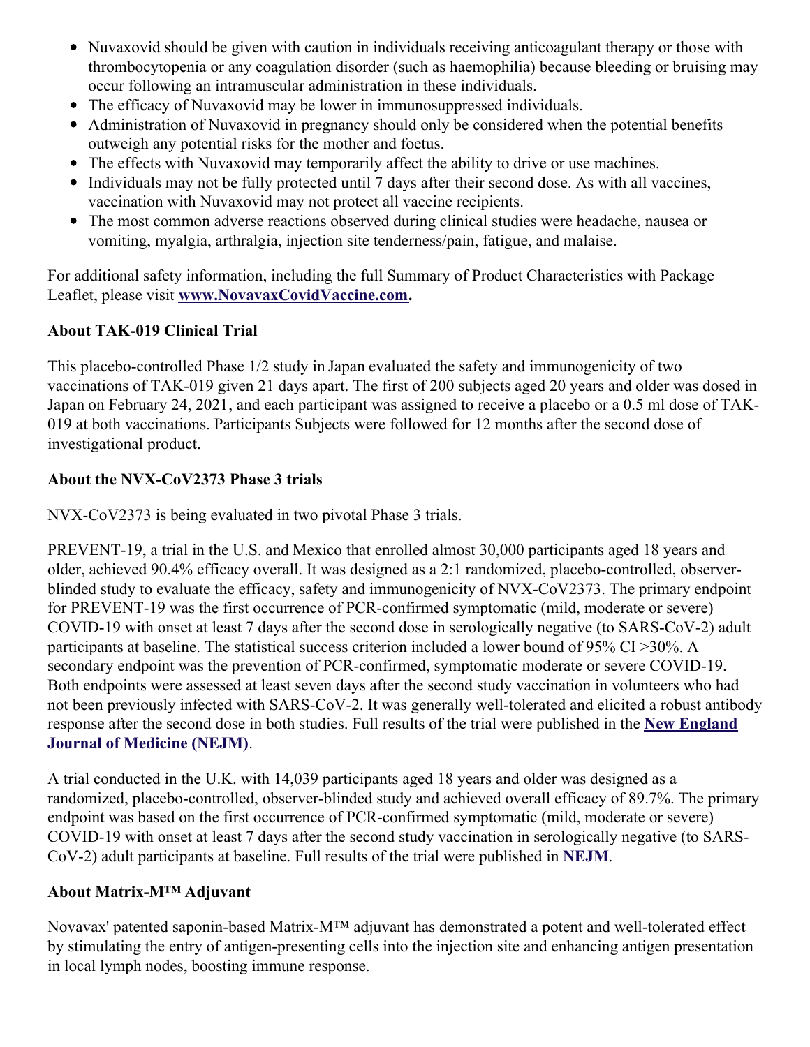- Nuvaxovid should be given with caution in individuals receiving anticoagulant therapy or those with thrombocytopenia or any coagulation disorder (such as haemophilia) because bleeding or bruising may occur following an intramuscular administration in these individuals.
- The efficacy of Nuvaxovid may be lower in immunosuppressed individuals.
- Administration of Nuvaxovid in pregnancy should only be considered when the potential benefits outweigh any potential risks for the mother and foetus.
- The effects with Nuvaxovid may temporarily affect the ability to drive or use machines.
- Individuals may not be fully protected until 7 days after their second dose. As with all vaccines, vaccination with Nuvaxovid may not protect all vaccine recipients.
- The most common adverse reactions observed during clinical studies were headache, nausea or vomiting, myalgia, arthralgia, injection site tenderness/pain, fatigue, and malaise.

For additional safety information, including the full Summary of Product Characteristics with Package Leaflet, please visit **www.NovavaxCovidVaccine.com.**

**About TAK-019 Clinical Trial**

This placebo-controlled Phase 1/2 study in Japan evaluated the safety and immunogenicity of two vaccinations of TAK-019 given 21 days apart. The first of 200 subjects aged 20 years and older was dosed in Japan on February 24, 2021, and each participant was assigned to receive a placebo or a 0.5 ml dose of TAK-019 at both vaccinations. Participants Subjects were followed for 12 months after the second dose of investigational product.

**About the NVX-CoV2373 Phase 3 trials**

NVX-CoV2373 is being evaluated in two pivotal Phase 3 trials.

PREVENT-19, a trial in the U.S. and Mexico that enrolled almost 30,000 participants aged 18 years and older, achieved 90.4% efficacy overall. It was designed as a 2:1 randomized, placebo-controlled, observer-blinded study to evaluate the efficacy, safety and immunogenicity of NVX-CoV2373. The primary endpoint for PREVENT-19 was the first occurrence of PCR-confirmed symptomatic (mild, moderate or severe) COVID-19 with onset at least 7 days after the second dose in serologically negative (to SARS-CoV-2) adult participants at baseline. The statistical success criterion included a lower bound of 95% CI >30%. A secondary endpoint was the prevention of PCR-confirmed, symptomatic moderate or severe COVID-19. Both endpoints were assessed at least seven days after the second study vaccination in volunteers who had not been previously infected with SARS-CoV-2. It was generally well-tolerated and elicited a robust antibody response after the second dose in both studies. Full results of the trial were published in the **New England Journal of Medicine (NEJM)**.

A trial conducted in the U.K. with 14,039 participants aged 18 years and older was designed as a randomized, placebo-controlled, observer-blinded study and achieved overall efficacy of 89.7%. The primary endpoint was based on the first occurrence of PCR-confirmed symptomatic (mild, moderate or severe) COVID-19 with onset at least 7 days after the second study vaccination in serologically negative (to SARS-CoV-2) adult participants at baseline. Full results of the trial were published in **NEJM**.

**About Matrix-M™ Adjuvant**

Novavax' patented saponin-based Matrix-M™ adjuvant has demonstrated a potent and well-tolerated effect by stimulating the entry of antigen-presenting cells into the injection site and enhancing antigen presentation in local lymph nodes, boosting immune response.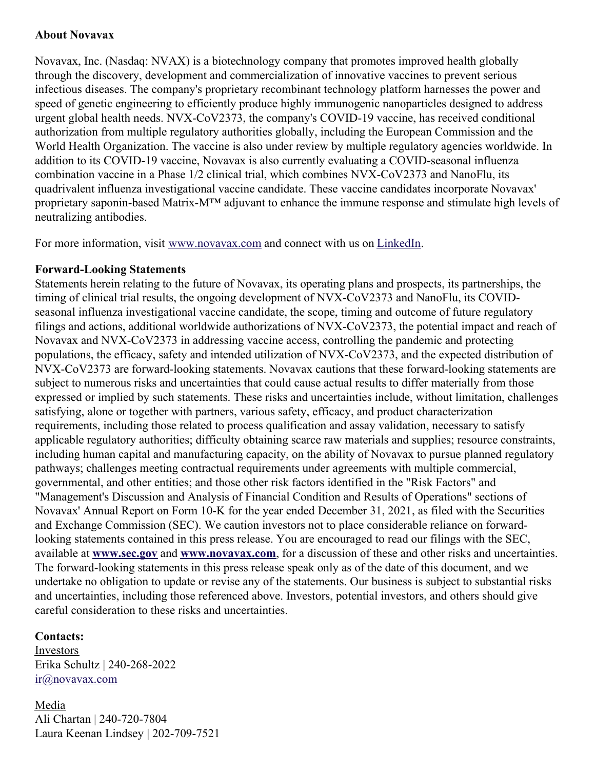**About Novavax**

Novavax, Inc. (Nasdaq: NVAX) is a biotechnology company that promotes improved health globally through the discovery, development and commercialization of innovative vaccines to prevent serious infectious diseases. The company's proprietary recombinant technology platform harnesses the power and speed of genetic engineering to efficiently produce highly immunogenic nanoparticles designed to address urgent global health needs. NVX-CoV2373, the company's COVID-19 vaccine, has received conditional authorization from multiple regulatory authorities globally, including the European Commission and the World Health Organization. The vaccine is also under review by multiple regulatory agencies worldwide. In addition to its COVID-19 vaccine, Novavax is also currently evaluating a COVID-seasonal influenza combination vaccine in a Phase 1/2 clinical trial, which combines NVX-CoV2373 and NanoFlu, its quadrivalent influenza investigational vaccine candidate. These vaccine candidates incorporate Novavax' proprietary saponin-based Matrix-M™ adjuvant to enhance the immune response and stimulate high levels of neutralizing antibodies.

For more information, visit [www.novavax.com](http://www.novavax.com) and connect with us on [LinkedIn](https://www.linkedin.com).

**Forward-Looking Statements**

Statements herein relating to the future of Novavax, its operating plans and prospects, its partnerships, the timing of clinical trial results, the ongoing development of NVX-CoV2373 and NanoFlu, its COVID-seasonal influenza investigational vaccine candidate, the scope, timing and outcome of future regulatory filings and actions, additional worldwide authorizations of NVX-CoV2373, the potential impact and reach of Novavax and NVX-CoV2373 in addressing vaccine access, controlling the pandemic and protecting populations, the efficacy, safety and intended utilization of NVX-CoV2373, and the expected distribution of NVX-CoV2373 are forward-looking statements. Novavax cautions that these forward-looking statements are subject to numerous risks and uncertainties that could cause actual results to differ materially from those expressed or implied by such statements. These risks and uncertainties include, without limitation, challenges satisfying, alone or together with partners, various safety, efficacy, and product characterization requirements, including those related to process qualification and assay validation, necessary to satisfy applicable regulatory authorities; difficulty obtaining scarce raw materials and supplies; resource constraints, including human capital and manufacturing capacity, on the ability of Novavax to pursue planned regulatory pathways; challenges meeting contractual requirements under agreements with multiple commercial, governmental, and other entities; and those other risk factors identified in the "Risk Factors" and "Management's Discussion and Analysis of Financial Condition and Results of Operations" sections of Novavax' Annual Report on Form 10-K for the year ended December 31, 2021, as filed with the Securities and Exchange Commission (SEC). We caution investors not to place considerable reliance on forward-looking statements contained in this press release. You are encouraged to read our filings with the SEC, available at **[www.sec.gov](http://www.sec.gov)** and **[www.novavax.com](http://www.novavax.com)**, for a discussion of these and other risks and uncertainties. The forward-looking statements in this press release speak only as of the date of this document, and we undertake no obligation to update or revise any of the statements. Our business is subject to substantial risks and uncertainties, including those referenced above. Investors, potential investors, and others should give careful consideration to these risks and uncertainties.

**Contacts:**

Investors
Erika Schultz | 240-268-2022
[ir@novavax.com](mailto:ir@novavax.com)

Media
Ali Chartan | 240-720-7804
Laura Keenan Lindsey | 202-709-7521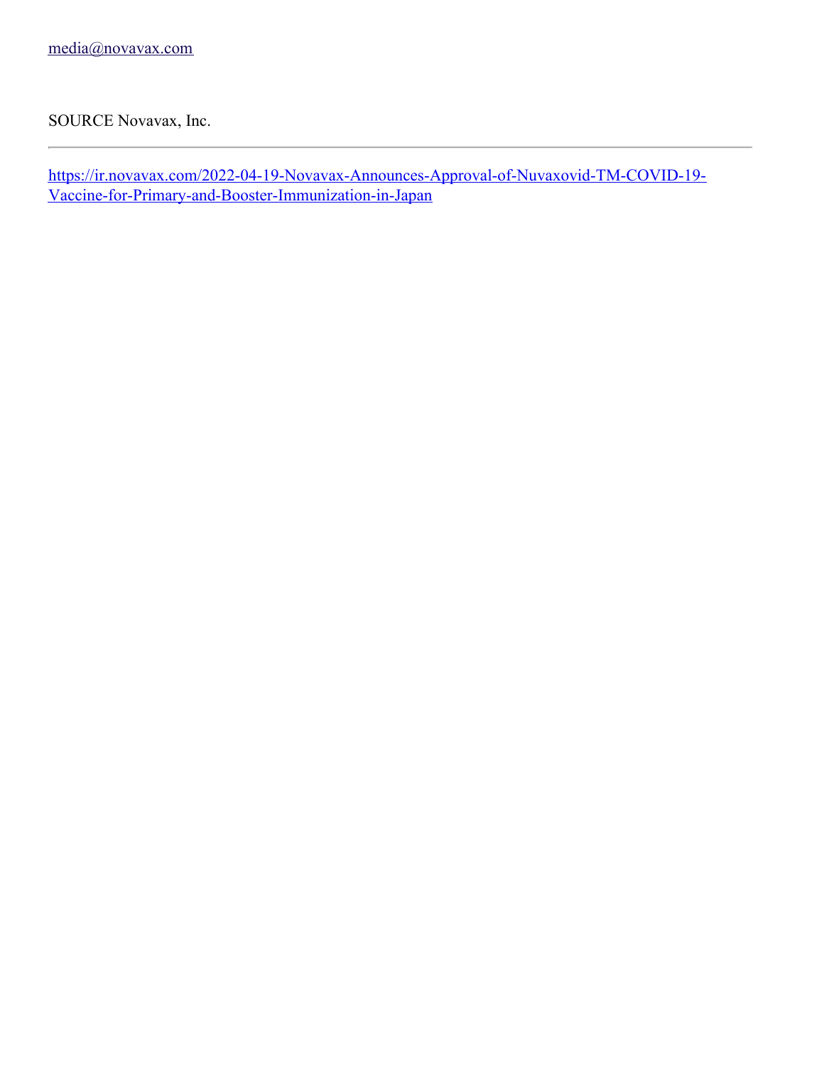media@novavax.com

SOURCE Novavax, Inc.

---

https://ir.novavax.com/2022-04-19-Novavax-Announces-Approval-of-Nuvaxovid-TM-COVID-19-Vaccine-for-Primary-and-Booster-Immunization-in-Japan